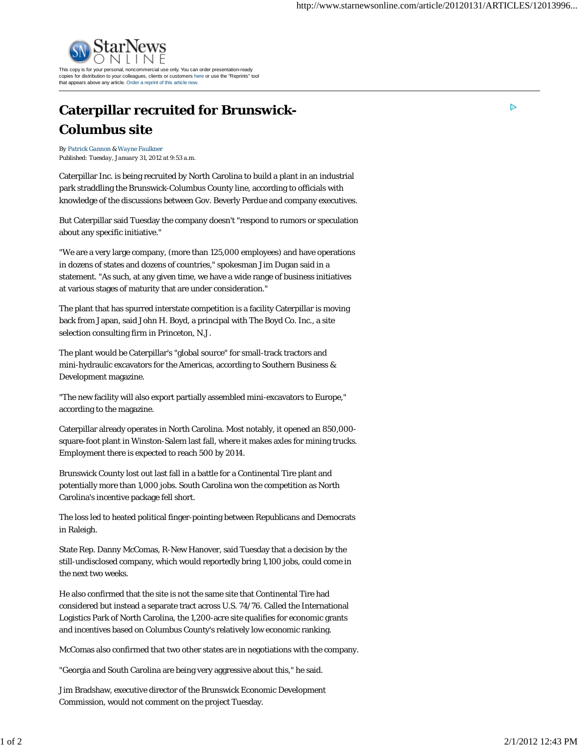# Caterpillar recruited for Brunswick-Columbus site

By Patrick Gannon & Wayne Faulkner
Published: *Tuesday, January 31, 2012 at 9:53 a.m.*

Caterpillar Inc. is being recruited by North Carolina to build a plant in an industrial park straddling the Brunswick-Columbus County line, according to officials with knowledge of the discussions between Gov. Beverly Perdue and company executives.

But Caterpillar said Tuesday the company doesn't "respond to rumors or speculation about any specific initiative."

"We are a very large company, (more than 125,000 employees) and have operations in dozens of states and dozens of countries," spokesman Jim Dugan said in a statement. "As such, at any given time, we have a wide range of business initiatives at various stages of maturity that are under consideration."

The plant that has spurred interstate competition is a facility Caterpillar is moving back from Japan, said John H. Boyd, a principal with The Boyd Co. Inc., a site selection consulting firm in Princeton, N.J.

The plant would be Caterpillar's "global source" for small-track tractors and mini-hydraulic excavators for the Americas, according to Southern Business & Development magazine.

"The new facility will also export partially assembled mini-excavators to Europe," according to the magazine.

Caterpillar already operates in North Carolina. Most notably, it opened an 850,000-square-foot plant in Winston-Salem last fall, where it makes axles for mining trucks. Employment there is expected to reach 500 by 2014.

Brunswick County lost out last fall in a battle for a Continental Tire plant and potentially more than 1,000 jobs. South Carolina won the competition as North Carolina's incentive package fell short.

The loss led to heated political finger-pointing between Republicans and Democrats in Raleigh.

State Rep. Danny McComas, R-New Hanover, said Tuesday that a decision by the still-undisclosed company, which would reportedly bring 1,100 jobs, could come in the next two weeks.

He also confirmed that the site is not the same site that Continental Tire had considered but instead a separate tract across U.S. 74/76. Called the International Logistics Park of North Carolina, the 1,200-acre site qualifies for economic grants and incentives based on Columbus County's relatively low economic ranking.

McComas also confirmed that two other states are in negotiations with the company.

"Georgia and South Carolina are being very aggressive about this," he said.

Jim Bradshaw, executive director of the Brunswick Economic Development Commission, would not comment on the project Tuesday.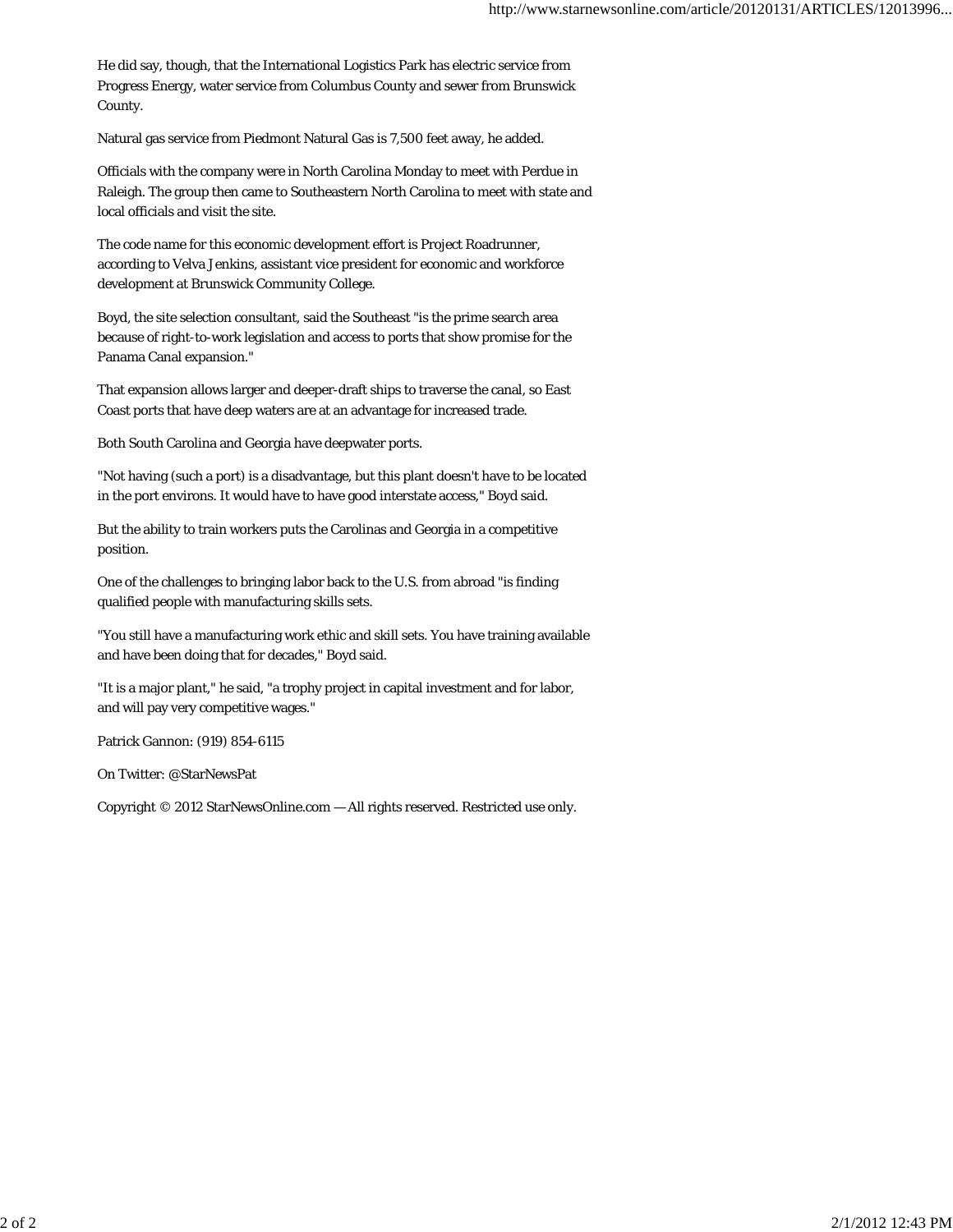He did say, though, that the International Logistics Park has electric service from Progress Energy, water service from Columbus County and sewer from Brunswick County.

Natural gas service from Piedmont Natural Gas is 7,500 feet away, he added.

Officials with the company were in North Carolina Monday to meet with Perdue in Raleigh. The group then came to Southeastern North Carolina to meet with state and local officials and visit the site.

The code name for this economic development effort is Project Roadrunner, according to Velva Jenkins, assistant vice president for economic and workforce development at Brunswick Community College.

Boyd, the site selection consultant, said the Southeast "is the prime search area because of right-to-work legislation and access to ports that show promise for the Panama Canal expansion."

That expansion allows larger and deeper-draft ships to traverse the canal, so East Coast ports that have deep waters are at an advantage for increased trade.

Both South Carolina and Georgia have deepwater ports.

"Not having (such a port) is a disadvantage, but this plant doesn't have to be located in the port environs. It would have to have good interstate access," Boyd said.

But the ability to train workers puts the Carolinas and Georgia in a competitive position.

One of the challenges to bringing labor back to the U.S. from abroad "is finding qualified people with manufacturing skills sets.

"You still have a manufacturing work ethic and skill sets. You have training available and have been doing that for decades," Boyd said.

"It is a major plant," he said, "a trophy project in capital investment and for labor, and will pay very competitive wages."

Patrick Gannon: (919) 854-6115

On Twitter: @StarNewsPat

Copyright © 2012 StarNewsOnline.com — All rights reserved. Restricted use only.